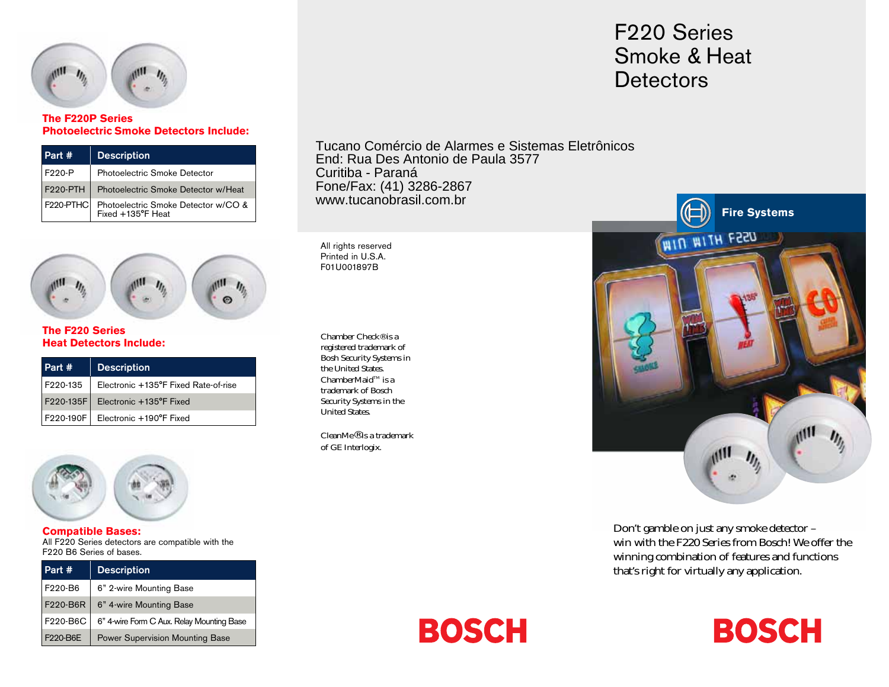# F220 Series Smoke & Heat Detectors

Tucano Comércio de Alarmes e Sistemas Eletrônicos
End: Rua Des Antonio de Paula 3577
Curitiba - Paraná
Fone/Fax: (41) 3286-2867
www.tucanobrasil.com.br

Fire Systems

Don't gamble on just any smoke detector – win with the F220 Series from Bosch! We offer the winning combination of features and functions that's right for virtually any application.

BOSCH

## The F220P Series Photoelectric Smoke Detectors Include:

| Part # | Description |
|---|---|
| F220-P | Photoelectric Smoke Detector |
| F220-PTH | Photoelectric Smoke Detector w/Heat |
| F220-PTHC | Photoelectric Smoke Detector w/CO & Fixed +135°F Heat |

## The F220 Series Heat Detectors Include:

| Part # | Description |
|---|---|
| F220-135 | Electronic +135°F Fixed Rate-of-rise |
| F220-135F | Electronic +135°F Fixed |
| F220-190F | Electronic +190°F Fixed |

## Compatible Bases:

All F220 Series detectors are compatible with the F220 B6 Series of bases.

| Part # | Description |
|---|---|
| F220-B6 | 6" 2-wire Mounting Base |
| F220-B6R | 6" 4-wire Mounting Base |
| F220-B6C | 6" 4-wire Form C Aux. Relay Mounting Base |
| F220-B6E | Power Supervision Mounting Base |

All rights reserved
Printed in U.S.A.
F01U001897B

Chamber Check® is a registered trademark of Bosh Security Systems in the United States.
ChamberMaid™ is a trademark of Bosch Security Systems in the United States.

CleanMe® is a trademark of GE Interlogix.

BOSCH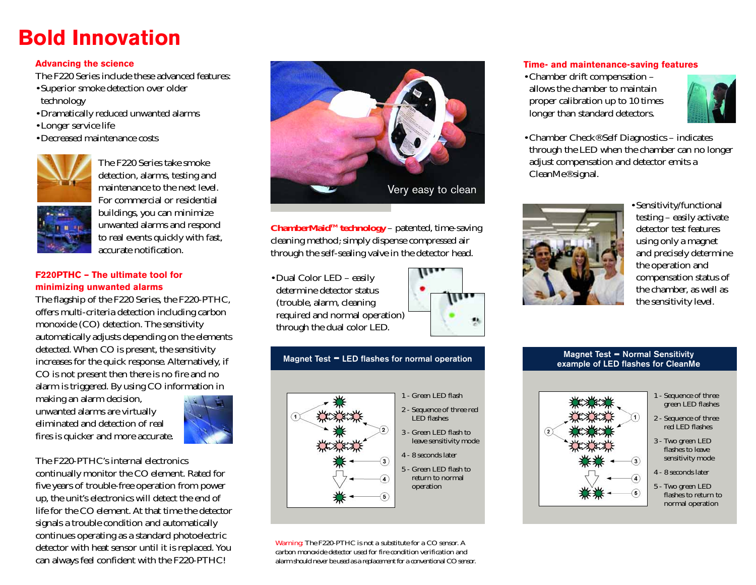# Bold Innovation

## Advancing the science

The F220 Series include these advanced features:

- Superior smoke detection over older technology
- Dramatically reduced unwanted alarms
- Longer service life
- Decreased maintenance costs

The F220 Series take smoke detection, alarms, testing and maintenance to the next level. For commercial or residential buildings, you can minimize unwanted alarms and respond to real events quickly with fast, accurate notification.

## F220PTHC – The ultimate tool for minimizing unwanted alarms

The flagship of the F220 Series, the F220-PTHC, offers multi-criteria detection including carbon monoxide (CO) detection. The sensitivity automatically adjusts depending on the elements detected. When CO is present, the sensitivity increases for the quick response. Alternatively, if CO is not present then there is no fire and no alarm is triggered. By using CO information in making an alarm decision, unwanted alarms are virtually eliminated and detection of real fires is quicker and more accurate.

The F220-PTHC's internal electronics continually monitor the CO element. Rated for five years of trouble-free operation from power up, the unit's electronics will detect the end of life for the CO element. At that time the detector signals a trouble condition and automatically continues operating as a standard photoelectric detector with heat sensor until it is replaced. You can always feel confident with the F220-PTHC!

Very easy to clean

**ChamberMaid™ technology** – patented, time-saving cleaning method; simply dispense compressed air through the self-sealing valve in the detector head.

- Dual Color LED – easily determine detector status (trouble, alarm, cleaning required and normal operation) through the dual color LED.

### Magnet Test – LED flashes for normal operation

1 - Green LED flash
2 - Sequence of three red LED flashes
3 - Green LED flash to leave sensitivity mode
4 - 8 seconds later
5 - Green LED flash to return to normal operation

Warning: The F220-PTHC is not a substitute for a CO sensor. A carbon monoxide detector used for fire condition verification and alarm should never be used as a replacement for a conventional CO sensor.

## Time- and maintenance-saving features

- Chamber drift compensation – allows the chamber to maintain proper calibration up to 10 times longer than standard detectors.
- Chamber Check® Self Diagnostics – indicates through the LED when the chamber can no longer adjust compensation and detector emits a CleanMe® signal.
- Sensitivity/functional testing – easily activate detector test features using only a magnet and precisely determine the operation and compensation status of the chamber, as well as the sensitivity level.

### Magnet Test – Normal Sensitivity example of LED flashes for CleanMe

1 - Sequence of three green LED flashes
2 - Sequence of three red LED flashes
3 - Two green LED flashes to leave sensitivity mode
4 - 8 seconds later
5 - Two green LED flashes to return to normal operation